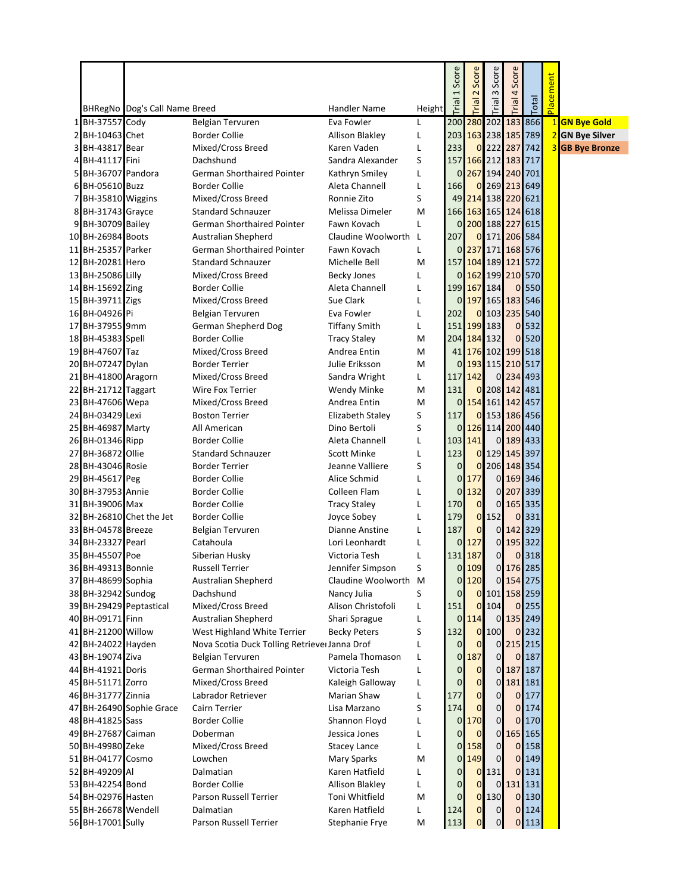| | BHRegNo | Dog's Call Name | Breed | Handler Name | Height | Trial 1 Score | Trial 2 Score | Trial 3 Score | Trial 4 Score | Total | Placement | |
|---|---|---|---|---|---|---|---|---|---|---|---|---|
| 1 | BH-37557 | Cody | Belgian Tervuren | Eva Fowler | L | 200 | 280 | 202 | 183 | 866 | 1 | GN Bye Gold |
| 2 | BH-10463 | Chet | Border Collie | Allison Blakley | L | 203 | 163 | 238 | 185 | 789 | 2 | GN Bye Silver |
| 3 | BH-43817 | Bear | Mixed/Cross Breed | Karen Vaden | L | 233 | 0 | 222 | 287 | 742 | 3 | GB Bye Bronze |
| 4 | BH-41117 | Fini | Dachshund | Sandra Alexander | S | 157 | 166 | 212 | 183 | 717 | | |
| 5 | BH-36707 | Pandora | German Shorthaired Pointer | Kathryn Smiley | L | 0 | 267 | 194 | 240 | 701 | | |
| 6 | BH-05610 | Buzz | Border Collie | Aleta Channell | L | 166 | 0 | 269 | 213 | 649 | | |
| 7 | BH-35810 | Wiggins | Mixed/Cross Breed | Ronnie Zito | S | 49 | 214 | 138 | 220 | 621 | | |
| 8 | BH-31743 | Grayce | Standard Schnauzer | Melissa Dimeler | M | 166 | 163 | 165 | 124 | 618 | | |
| 9 | BH-30709 | Bailey | German Shorthaired Pointer | Fawn Kovach | L | 0 | 200 | 188 | 227 | 615 | | |
| 10 | BH-26984 | Boots | Australian Shepherd | Claudine Woolworth | L | 207 | 0 | 171 | 206 | 584 | | |
| 11 | BH-25357 | Parker | German Shorthaired Pointer | Fawn Kovach | L | 0 | 237 | 171 | 168 | 576 | | |
| 12 | BH-20281 | Hero | Standard Schnauzer | Michelle Bell | M | 157 | 104 | 189 | 121 | 572 | | |
| 13 | BH-25086 | Lilly | Mixed/Cross Breed | Becky Jones | L | 0 | 162 | 199 | 210 | 570 | | |
| 14 | BH-15692 | Zing | Border Collie | Aleta Channell | L | 199 | 167 | 184 | 0 | 550 | | |
| 15 | BH-39711 | Zigs | Mixed/Cross Breed | Sue Clark | L | 0 | 197 | 165 | 183 | 546 | | |
| 16 | BH-04926 | Pi | Belgian Tervuren | Eva Fowler | L | 202 | 0 | 103 | 235 | 540 | | |
| 17 | BH-37955 | 9mm | German Shepherd Dog | Tiffany Smith | L | 151 | 199 | 183 | 0 | 532 | | |
| 18 | BH-45383 | Spell | Border Collie | Tracy Staley | M | 204 | 184 | 132 | 0 | 520 | | |
| 19 | BH-47607 | Taz | Mixed/Cross Breed | Andrea Entin | M | 41 | 176 | 102 | 199 | 518 | | |
| 20 | BH-07247 | Dylan | Border Terrier | Julie Eriksson | M | 0 | 193 | 115 | 210 | 517 | | |
| 21 | BH-41800 | Aragorn | Mixed/Cross Breed | Sandra Wright | L | 117 | 142 | 0 | 234 | 493 | | |
| 22 | BH-21712 | Taggart | Wire Fox Terrier | Wendy Minke | M | 131 | 0 | 208 | 142 | 481 | | |
| 23 | BH-47606 | Wepa | Mixed/Cross Breed | Andrea Entin | M | 0 | 154 | 161 | 142 | 457 | | |
| 24 | BH-03429 | Lexi | Boston Terrier | Elizabeth Staley | S | 117 | 0 | 153 | 186 | 456 | | |
| 25 | BH-46987 | Marty | All American | Dino Bertoli | S | 0 | 126 | 114 | 200 | 440 | | |
| 26 | BH-01346 | Ripp | Border Collie | Aleta Channell | L | 103 | 141 | 0 | 189 | 433 | | |
| 27 | BH-36872 | Ollie | Standard Schnauzer | Scott Minke | L | 123 | 0 | 129 | 145 | 397 | | |
| 28 | BH-43046 | Rosie | Border Terrier | Jeanne Valliere | S | 0 | 0 | 206 | 148 | 354 | | |
| 29 | BH-45617 | Peg | Border Collie | Alice Schmid | L | 0 | 177 | 0 | 169 | 346 | | |
| 30 | BH-37953 | Annie | Border Collie | Colleen Flam | L | 0 | 132 | 0 | 207 | 339 | | |
| 31 | BH-39006 | Max | Border Collie | Tracy Staley | L | 170 | 0 | 0 | 165 | 335 | | |
| 32 | BH-26810 | Chet the Jet | Border Collie | Joyce Sobey | L | 179 | 0 | 152 | 0 | 331 | | |
| 33 | BH-04578 | Breeze | Belgian Tervuren | Dianne Anstine | L | 187 | 0 | 0 | 142 | 329 | | |
| 34 | BH-23327 | Pearl | Catahoula | Lori Leonhardt | L | 0 | 127 | 0 | 195 | 322 | | |
| 35 | BH-45507 | Poe | Siberian Husky | Victoria Tesh | L | 131 | 187 | 0 | 0 | 318 | | |
| 36 | BH-49313 | Bonnie | Russell Terrier | Jennifer Simpson | S | 0 | 109 | 0 | 176 | 285 | | |
| 37 | BH-48699 | Sophia | Australian Shepherd | Claudine Woolworth | M | 0 | 120 | 0 | 154 | 275 | | |
| 38 | BH-32942 | Sundog | Dachshund | Nancy Julia | S | 0 | 0 | 101 | 158 | 259 | | |
| 39 | BH-29429 | Peptastical | Mixed/Cross Breed | Alison Christofoli | L | 151 | 0 | 104 | 0 | 255 | | |
| 40 | BH-09171 | Finn | Australian Shepherd | Shari Sprague | L | 0 | 114 | 0 | 135 | 249 | | |
| 41 | BH-21200 | Willow | West Highland White Terrier | Becky Peters | S | 132 | 0 | 100 | 0 | 232 | | |
| 42 | BH-24022 | Hayden | Nova Scotia Duck Tolling Retriever | Janna Drof | L | 0 | 0 | 0 | 215 | 215 | | |
| 43 | BH-19074 | Ziva | Belgian Tervuren | Pamela Thomason | L | 0 | 187 | 0 | 0 | 187 | | |
| 44 | BH-41921 | Doris | German Shorthaired Pointer | Victoria Tesh | L | 0 | 0 | 0 | 187 | 187 | | |
| 45 | BH-51171 | Zorro | Mixed/Cross Breed | Kaleigh Galloway | L | 0 | 0 | 0 | 181 | 181 | | |
| 46 | BH-31777 | Zinnia | Labrador Retriever | Marian Shaw | L | 177 | 0 | 0 | 0 | 177 | | |
| 47 | BH-26490 | Sophie Grace | Cairn Terrier | Lisa Marzano | S | 174 | 0 | 0 | 0 | 174 | | |
| 48 | BH-41825 | Sass | Border Collie | Shannon Floyd | L | 0 | 170 | 0 | 0 | 170 | | |
| 49 | BH-27687 | Caiman | Doberman | Jessica Jones | L | 0 | 0 | 0 | 165 | 165 | | |
| 50 | BH-49980 | Zeke | Mixed/Cross Breed | Stacey Lance | L | 0 | 158 | 0 | 0 | 158 | | |
| 51 | BH-04177 | Cosmo | Lowchen | Mary Sparks | M | 0 | 149 | 0 | 0 | 149 | | |
| 52 | BH-49209 | Al | Dalmatian | Karen Hatfield | L | 0 | 0 | 131 | 0 | 131 | | |
| 53 | BH-42254 | Bond | Border Collie | Allison Blakley | L | 0 | 0 | 0 | 131 | 131 | | |
| 54 | BH-02976 | Hasten | Parson Russell Terrier | Toni Whitfield | M | 0 | 0 | 130 | 0 | 130 | | |
| 55 | BH-26678 | Wendell | Dalmatian | Karen Hatfield | L | 124 | 0 | 0 | 0 | 124 | | |
| 56 | BH-17001 | Sully | Parson Russell Terrier | Stephanie Frye | M | 113 | 0 | 0 | 0 | 113 | | |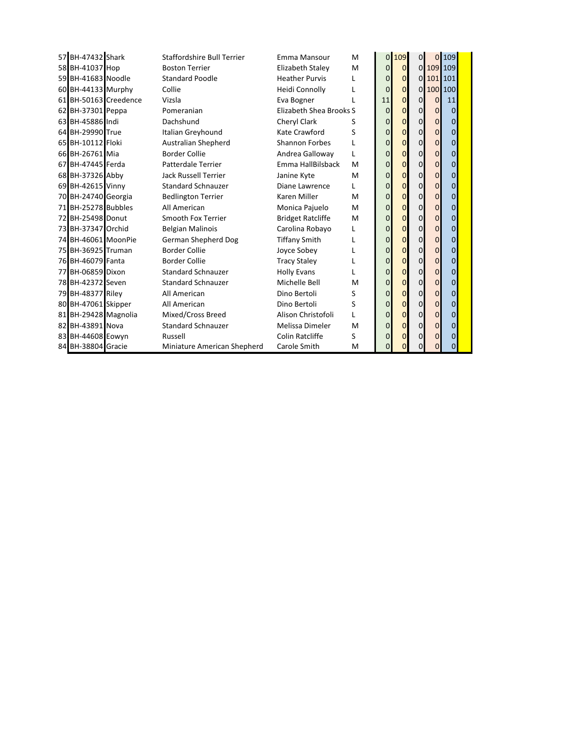| | | | | | | | | | | | | |
|---|---|---|---|---|---|---|---|---|---|---|---|---|
| 57 | BH-47432 | Shark | Staffordshire Bull Terrier | Emma Mansour | M | 0 | 109 | 0 | 0 | 109 | |
| 58 | BH-41037 | Hop | Boston Terrier | Elizabeth Staley | M | 0 | 0 | 0 | 109 | 109 | |
| 59 | BH-41683 | Noodle | Standard Poodle | Heather Purvis | L | 0 | 0 | 0 | 101 | 101 | |
| 60 | BH-44133 | Murphy | Collie | Heidi Connolly | L | 0 | 0 | 0 | 100 | 100 | |
| 61 | BH-50163 | Creedence | Vizsla | Eva Bogner | L | 11 | 0 | 0 | 0 | 11 | |
| 62 | BH-37301 | Peppa | Pomeranian | Elizabeth Shea Brooks | S | 0 | 0 | 0 | 0 | 0 | |
| 63 | BH-45886 | Indi | Dachshund | Cheryl Clark | S | 0 | 0 | 0 | 0 | 0 | |
| 64 | BH-29990 | True | Italian Greyhound | Kate Crawford | S | 0 | 0 | 0 | 0 | 0 | |
| 65 | BH-10112 | Floki | Australian Shepherd | Shannon Forbes | L | 0 | 0 | 0 | 0 | 0 | |
| 66 | BH-26761 | Mia | Border Collie | Andrea Galloway | L | 0 | 0 | 0 | 0 | 0 | |
| 67 | BH-47445 | Ferda | Patterdale Terrier | Emma HallBilsback | M | 0 | 0 | 0 | 0 | 0 | |
| 68 | BH-37326 | Abby | Jack Russell Terrier | Janine Kyte | M | 0 | 0 | 0 | 0 | 0 | |
| 69 | BH-42615 | Vinny | Standard Schnauzer | Diane Lawrence | L | 0 | 0 | 0 | 0 | 0 | |
| 70 | BH-24740 | Georgia | Bedlington Terrier | Karen Miller | M | 0 | 0 | 0 | 0 | 0 | |
| 71 | BH-25278 | Bubbles | All American | Monica Pajuelo | M | 0 | 0 | 0 | 0 | 0 | |
| 72 | BH-25498 | Donut | Smooth Fox Terrier | Bridget Ratcliffe | M | 0 | 0 | 0 | 0 | 0 | |
| 73 | BH-37347 | Orchid | Belgian Malinois | Carolina Robayo | L | 0 | 0 | 0 | 0 | 0 | |
| 74 | BH-46061 | MoonPie | German Shepherd Dog | Tiffany Smith | L | 0 | 0 | 0 | 0 | 0 | |
| 75 | BH-36925 | Truman | Border Collie | Joyce Sobey | L | 0 | 0 | 0 | 0 | 0 | |
| 76 | BH-46079 | Fanta | Border Collie | Tracy Staley | L | 0 | 0 | 0 | 0 | 0 | |
| 77 | BH-06859 | Dixon | Standard Schnauzer | Holly Evans | L | 0 | 0 | 0 | 0 | 0 | |
| 78 | BH-42372 | Seven | Standard Schnauzer | Michelle Bell | M | 0 | 0 | 0 | 0 | 0 | |
| 79 | BH-48377 | Riley | All American | Dino Bertoli | S | 0 | 0 | 0 | 0 | 0 | |
| 80 | BH-47061 | Skipper | All American | Dino Bertoli | S | 0 | 0 | 0 | 0 | 0 | |
| 81 | BH-29428 | Magnolia | Mixed/Cross Breed | Alison Christofoli | L | 0 | 0 | 0 | 0 | 0 | |
| 82 | BH-43891 | Nova | Standard Schnauzer | Melissa Dimeler | M | 0 | 0 | 0 | 0 | 0 | |
| 83 | BH-44608 | Eowyn | Russell | Colin Ratcliffe | S | 0 | 0 | 0 | 0 | 0 | |
| 84 | BH-38804 | Gracie | Miniature American Shepherd | Carole Smith | M | 0 | 0 | 0 | 0 | 0 | |